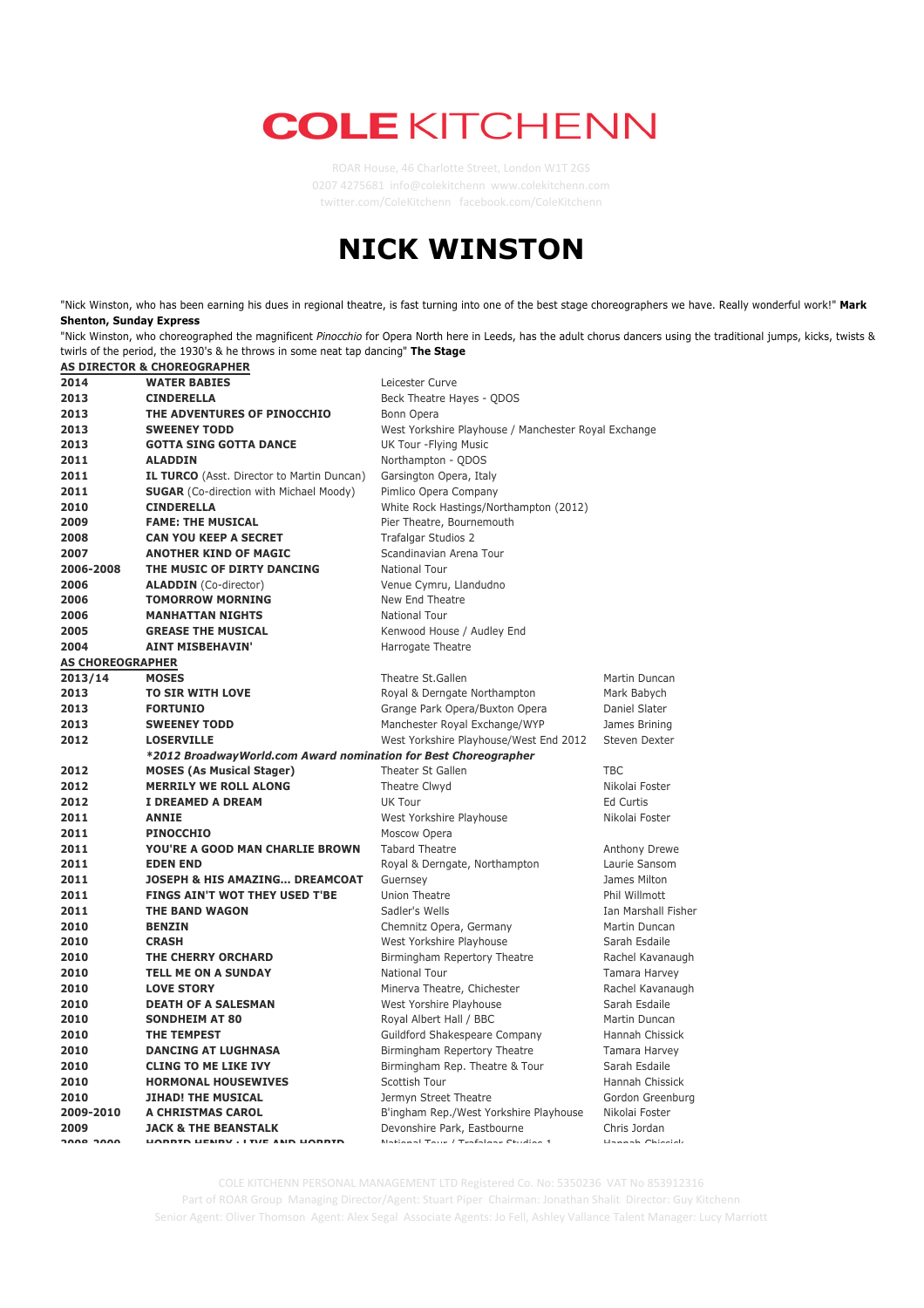# COLE KITCHENN

ROAR House, 46 Charlotte Street, London W1T 2GS
0207 4275681 info@colekitchenn www.colekitchenn.com
twitter.com/ColeKitchenn facebook.com/ColeKitchenn

# NICK WINSTON

"Nick Winston, who has been earning his dues in regional theatre, is fast turning into one of the best stage choreographers we have. Really wonderful work!" **Mark Shenton, Sunday Express**

"Nick Winston, who choreographed the magnificent *Pinocchio* for Opera North here in Leeds, has the adult chorus dancers using the traditional jumps, kicks, twists & twirls of the period, the 1930's & he throws in some neat tap dancing" **The Stage**

**AS DIRECTOR & CHOREOGRAPHER**

| | | |
|---|---|---|
| **2014** | **WATER BABIES** | Leicester Curve |
| **2013** | **CINDERELLA** | Beck Theatre Hayes - QDOS |
| **2013** | **THE ADVENTURES OF PINOCCHIO** | Bonn Opera |
| **2013** | **SWEENEY TODD** | West Yorkshire Playhouse / Manchester Royal Exchange |
| **2013** | **GOTTA SING GOTTA DANCE** | UK Tour -Flying Music |
| **2011** | **ALADDIN** | Northampton - QDOS |
| **2011** | **IL TURCO** (Asst. Director to Martin Duncan) | Garsington Opera, Italy |
| **2011** | **SUGAR** (Co-direction with Michael Moody) | Pimlico Opera Company |
| **2010** | **CINDERELLA** | White Rock Hastings/Northampton (2012) |
| **2009** | **FAME: THE MUSICAL** | Pier Theatre, Bournemouth |
| **2008** | **CAN YOU KEEP A SECRET** | Trafalgar Studios 2 |
| **2007** | **ANOTHER KIND OF MAGIC** | Scandinavian Arena Tour |
| **2006-2008** | **THE MUSIC OF DIRTY DANCING** | National Tour |
| **2006** | **ALADDIN** (Co-director) | Venue Cymru, Llandudno |
| **2006** | **TOMORROW MORNING** | New End Theatre |
| **2006** | **MANHATTAN NIGHTS** | National Tour |
| **2005** | **GREASE THE MUSICAL** | Kenwood House / Audley End |
| **2004** | **AINT MISBEHAVIN'** | Harrogate Theatre |

**AS CHOREOGRAPHER**

| | | | |
|---|---|---|---|
| **2013/14** | **MOSES** | Theatre St.Gallen | Martin Duncan |
| **2013** | **TO SIR WITH LOVE** | Royal & Derngate Northampton | Mark Babych |
| **2013** | **FORTUNIO** | Grange Park Opera/Buxton Opera | Daniel Slater |
| **2013** | **SWEENEY TODD** | Manchester Royal Exchange/WYP | James Brining |
| **2012** | **LOSERVILLE** | West Yorkshire Playhouse/West End 2012 | Steven Dexter |
| | ***2012 BroadwayWorld.com Award nomination for Best Choreographer*** | | |
| **2012** | **MOSES (As Musical Stager)** | Theater St Gallen | TBC |
| **2012** | **MERRILY WE ROLL ALONG** | Theatre Clwyd | Nikolai Foster |
| **2012** | **I DREAMED A DREAM** | UK Tour | Ed Curtis |
| **2011** | **ANNIE** | West Yorkshire Playhouse | Nikolai Foster |
| **2011** | **PINOCCHIO** | Moscow Opera | |
| **2011** | **YOU'RE A GOOD MAN CHARLIE BROWN** | Tabard Theatre | Anthony Drewe |
| **2011** | **EDEN END** | Royal & Dergate, Northampton | Laurie Sansom |
| **2011** | **JOSEPH & HIS AMAZING... DREAMCOAT** | Guernsey | James Milton |
| **2011** | **FINGS AIN'T WOT THEY USED T'BE** | Union Theatre | Phil Willmott |
| **2011** | **THE BAND WAGON** | Sadler's Wells | Ian Marshall Fisher |
| **2010** | **BENZIN** | Chemnitz Opera, Germany | Martin Duncan |
| **2010** | **CRASH** | West Yorkshire Playhouse | Sarah Esdaile |
| **2010** | **THE CHERRY ORCHARD** | Birmingham Repertory Theatre | Rachel Kavanaugh |
| **2010** | **TELL ME ON A SUNDAY** | National Tour | Tamara Harvey |
| **2010** | **LOVE STORY** | Minerva Theatre, Chichester | Rachel Kavanaugh |
| **2010** | **DEATH OF A SALESMAN** | West Yorshire Playhouse | Sarah Esdaile |
| **2010** | **SONDHEIM AT 80** | Royal Albert Hall / BBC | Martin Duncan |
| **2010** | **THE TEMPEST** | Guildford Shakespeare Company | Hannah Chissick |
| **2010** | **DANCING AT LUGHNASA** | Birmingham Repertory Theatre | Tamara Harvey |
| **2010** | **CLING TO ME LIKE IVY** | Birmingham Rep. Theatre & Tour | Sarah Esdaile |
| **2010** | **HORMONAL HOUSEWIVES** | Scottish Tour | Hannah Chissick |
| **2010** | **JIHAD! THE MUSICAL** | Jermyn Street Theatre | Gordon Greenburg |
| **2009-2010** | **A CHRISTMAS CAROL** | B'ingham Rep./West Yorkshire Playhouse | Nikolai Foster |
| **2009** | **JACK & THE BEANSTALK** | Devonshire Park, Eastbourne | Chris Jordan |
| **2008-2009** | **HORRID HENRY : LIVE AND HORRID** | National Tour / Trafalgar Studios 1 | Hannah Chissick |

COLE KITCHENN PERSONAL MANAGEMENT LTD Registered Co. No: 5350236 VAT No 853912316
Part of ROAR Group Managing Director/Agent: Stuart Piper Chairman: Jonathan Shalit Director: Guy Kitchenn
Senior Agent: Oliver Thomson Agent: Alex Segal Associate Agents: Jo Fell, Ashley Vallance Talent Manager: Lucy Marriott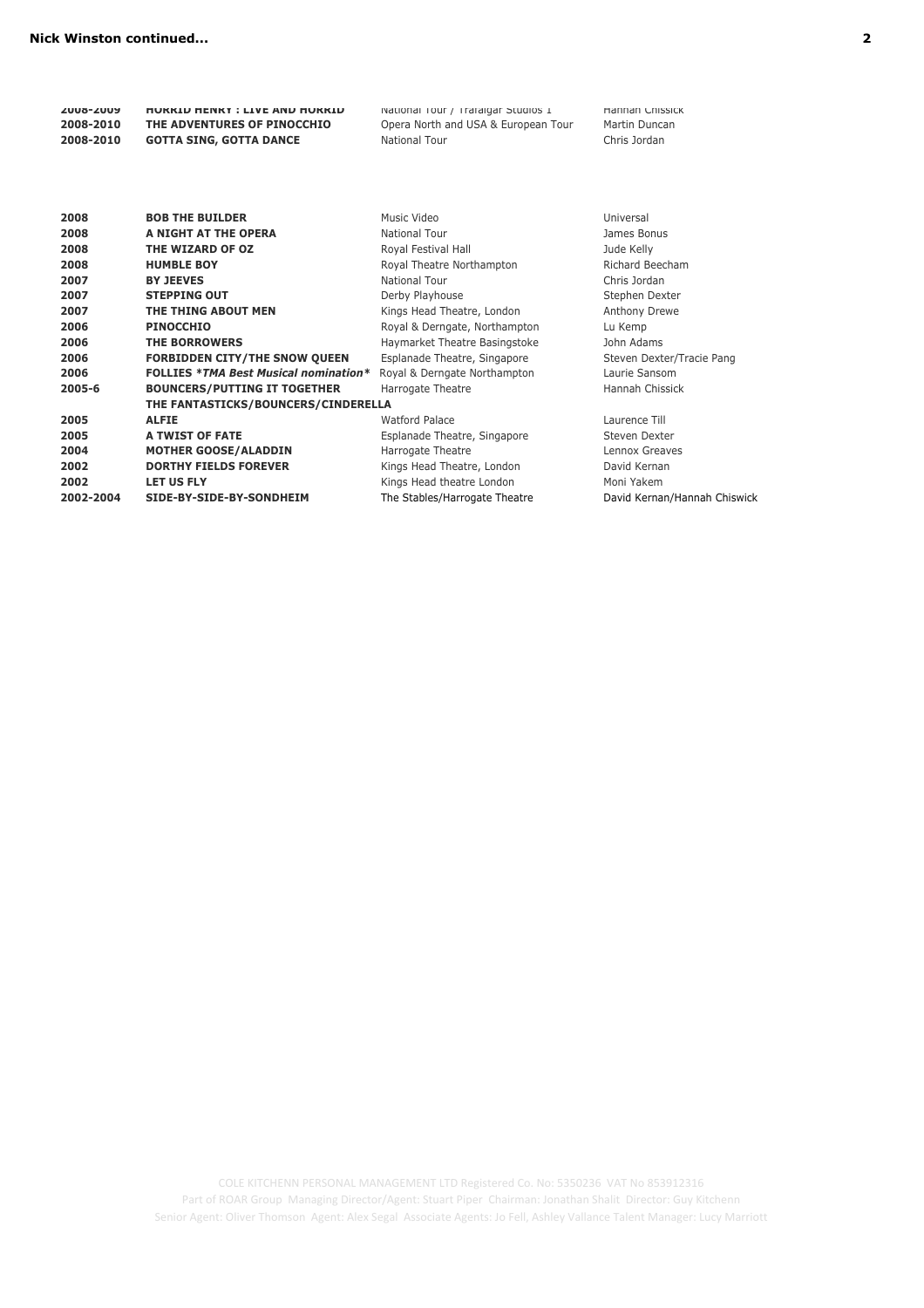| | | | |
|---|---|---|---|
| 2008-2009 | **HORRID HENRY : LIVE AND HORRID** | National Tour / Trafalgar Studios 1 | Hannah Chissick |
| 2008-2010 | **THE ADVENTURES OF PINOCCHIO** | Opera North and USA & European Tour | Martin Duncan |
| 2008-2010 | **GOTTA SING, GOTTA DANCE** | National Tour | Chris Jordan |

| | | | |
|---|---|---|---|
| 2008 | **BOB THE BUILDER** | Music Video | Universal |
| 2008 | **A NIGHT AT THE OPERA** | National Tour | James Bonus |
| 2008 | **THE WIZARD OF OZ** | Royal Festival Hall | Jude Kelly |
| 2008 | **HUMBLE BOY** | Royal Theatre Northampton | Richard Beecham |
| 2007 | **BY JEEVES** | National Tour | Chris Jordan |
| 2007 | **STEPPING OUT** | Derby Playhouse | Stephen Dexter |
| 2007 | **THE THING ABOUT MEN** | Kings Head Theatre, London | Anthony Drewe |
| 2006 | **PINOCCHIO** | Royal & Derngate, Northampton | Lu Kemp |
| 2006 | **THE BORROWERS** | Haymarket Theatre Basingstoke | John Adams |
| 2006 | **FORBIDDEN CITY/THE SNOW QUEEN** | Esplanade Theatre, Singapore | Steven Dexter/Tracie Pang |
| 2006 | **FOLLIES *_TMA Best Musical nomination_*** | Royal & Derngate Northampton | Laurie Sansom |
| 2005-6 | **BOUNCERS/PUTTING IT TOGETHER** | Harrogate Theatre | Hannah Chissick |
| | **THE FANTASTICKS/BOUNCERS/CINDERELLA** | | |
| 2005 | **ALFIE** | Watford Palace | Laurence Till |
| 2005 | **A TWIST OF FATE** | Esplanade Theatre, Singapore | Steven Dexter |
| 2004 | **MOTHER GOOSE/ALADDIN** | Harrogate Theatre | Lennox Greaves |
| 2002 | **DORTHY FIELDS FOREVER** | Kings Head Theatre, London | David Kernan |
| 2002 | **LET US FLY** | Kings Head theatre London | Moni Yakem |
| 2002-2004 | **SIDE-BY-SIDE-BY-SONDHEIM** | The Stables/Harrogate Theatre | David Kernan/Hannah Chiswick |

COLE KITCHENN PERSONAL MANAGEMENT LTD Registered Co. No: 5350236 VAT No 853912316
Part of ROAR Group Managing Director/Agent: Stuart Piper Chairman: Jonathan Shalit Director: Guy Kitchenn
Senior Agent: Oliver Thomson Agent: Alex Segal Associate Agents: Jo Fell, Ashley Vallance Talent Manager: Lucy Marriott